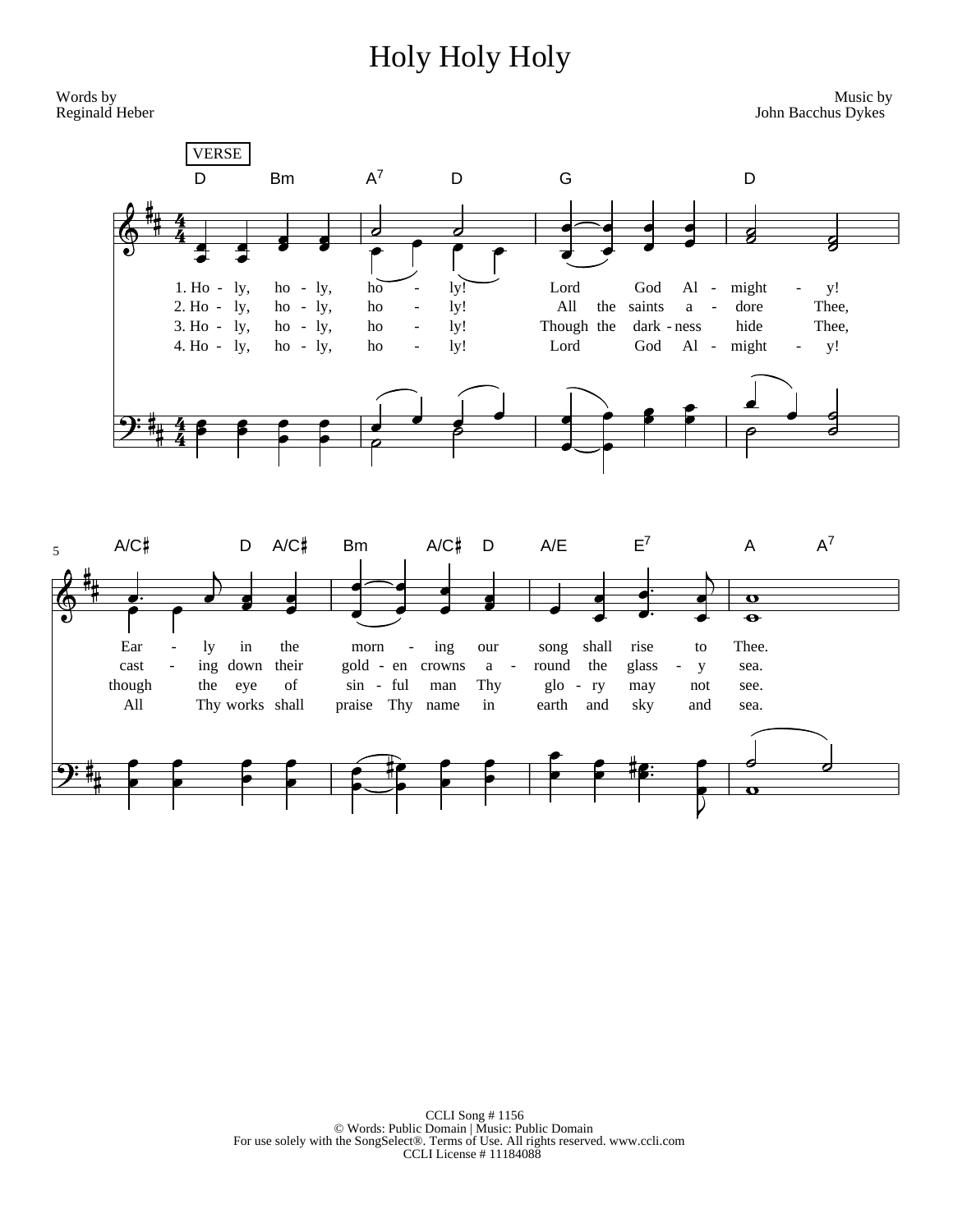# Holy Holy Holy

Words by
Reginald Heber

Music by
John Bacchus Dykes

VERSE

D Bm A7 D G D

1. Ho - ly, ho - ly, ho - ly! Lord God Al - might - y!
2. Ho - ly, ho - ly, ho - ly! All the saints a - dore Thee,
3. Ho - ly, ho - ly, ho - ly! Though the dark - ness hide Thee,
4. Ho - ly, ho - ly, ho - ly! Lord God Al - might - y!

A/C♯ D A/C♯ Bm A/C♯ D A/E E7 A A7

Ear - ly in the morn - ing our song shall rise to Thee.
cast - ing down their gold - en crowns a - round the glass - y sea.
though the eye of sin - ful man Thy glo - ry may not see.
All Thy works shall praise Thy name in earth and sky and sea.

CCLI Song # 1156
© Words: Public Domain | Music: Public Domain
For use solely with the SongSelect®. Terms of Use. All rights reserved. www.ccli.com
CCLI License # 11184088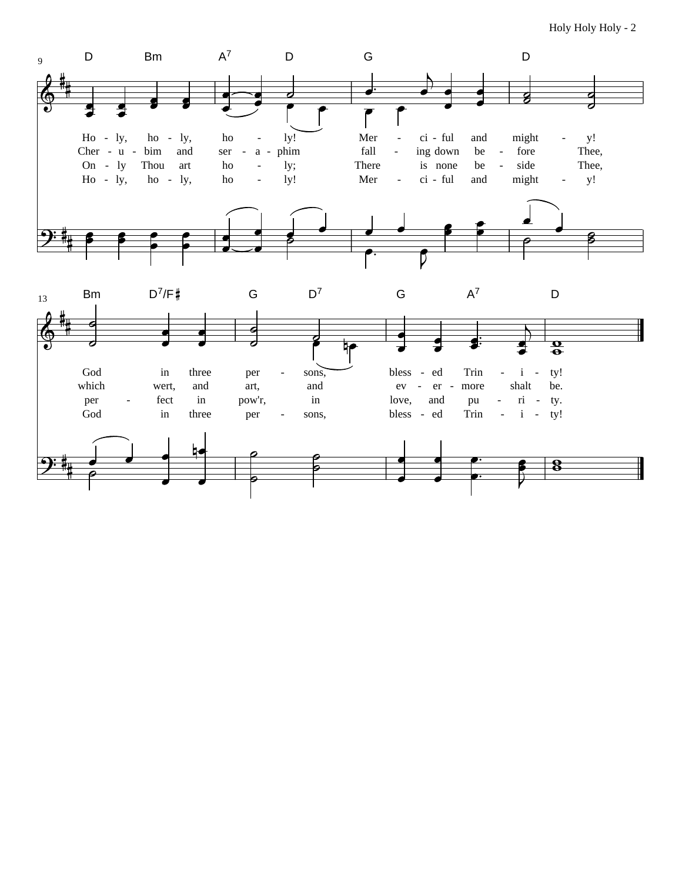9

D Bm A7 D G D

Ho - ly, ho - ly, ho - ly! Mer - ci - ful and might - y!
Cher - u - bim and ser - a - phim fall - ing down be - fore Thee,
On - ly Thou art ho - ly; There is none be - side Thee,
Ho - ly, ho - ly, ho - ly! Mer - ci - ful and might - y!

13

Bm D7/F♯ G D7 G A7 D

God in three per - sons, bless - ed Trin - i - ty!
which wert, and art, and ev - er - more shalt be.
per - fect in pow'r, in love, and pu - ri - ty.
God in three per - sons, bless - ed Trin - i - ty!